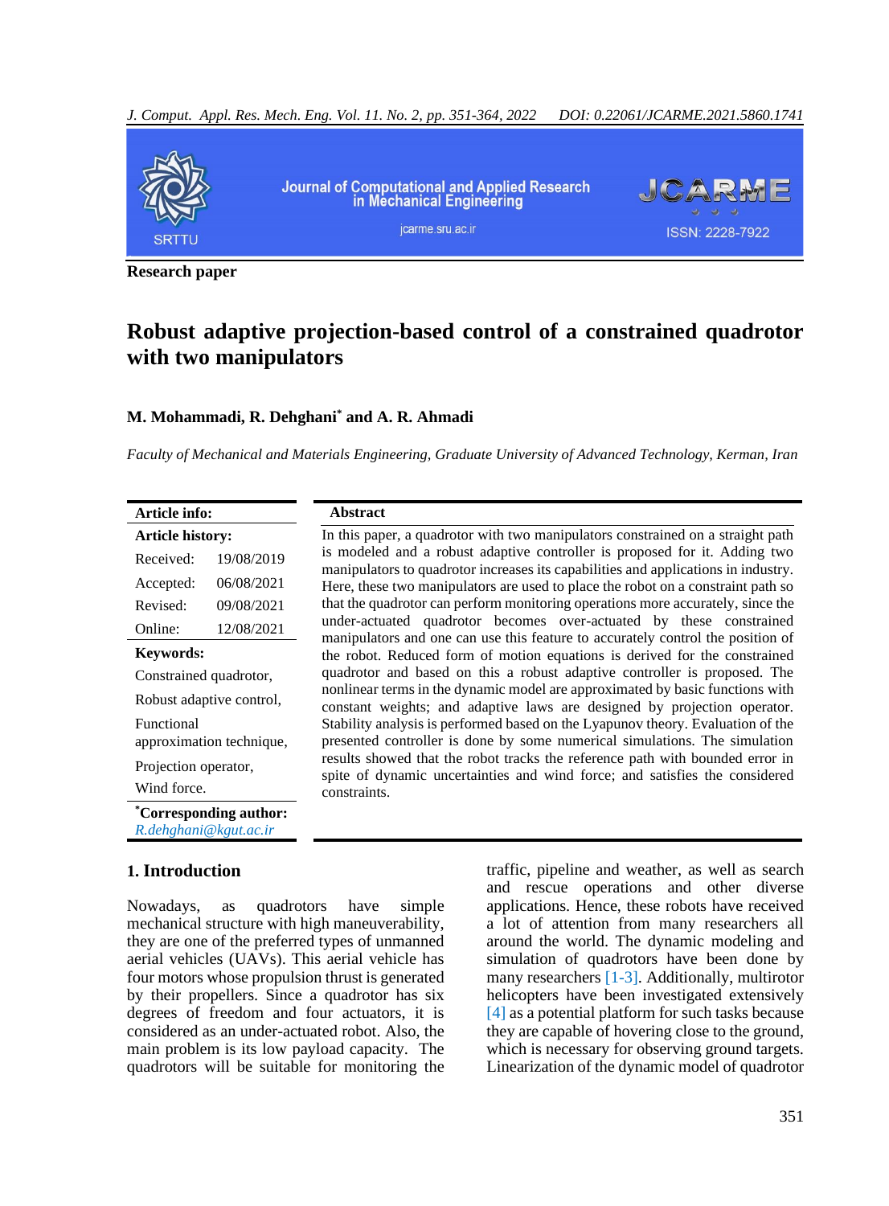Research paper

# Robust adaptive projection-based control of a constrained quadrotor with two manipulators

**M. Mohammadi, R. Dehghani[*] and A. R. Ahmadi**

*Faculty of Mechanical and Materials Engineering, Graduate University of Advanced Technology, Kerman, Iran*

**Article info:**

**Article history:**

| | |
|---|---|
| Received: | 19/08/2019 |
| Accepted: | 06/08/2021 |
| Revised: | 09/08/2021 |
| Online: | 12/08/2021 |

**Keywords:**

Constrained quadrotor,

Robust adaptive control,

Functional approximation technique,

Projection operator,

Wind force.

**[*]Corresponding author:**
*R.dehghani@kgut.ac.ir*

**Abstract**

In this paper, a quadrotor with two manipulators constrained on a straight path is modeled and a robust adaptive controller is proposed for it. Adding two manipulators to quadrotor increases its capabilities and applications in industry. Here, these two manipulators are used to place the robot on a constraint path so that the quadrotor can perform monitoring operations more accurately, since the under-actuated quadrotor becomes over-actuated by these constrained manipulators and one can use this feature to accurately control the position of the robot. Reduced form of motion equations is derived for the constrained quadrotor and based on this a robust adaptive controller is proposed. The nonlinear terms in the dynamic model are approximated by basic functions with constant weights; and adaptive laws are designed by projection operator. Stability analysis is performed based on the Lyapunov theory. Evaluation of the presented controller is done by some numerical simulations. The simulation results showed that the robot tracks the reference path with bounded error in spite of dynamic uncertainties and wind force; and satisfies the considered constraints.

## 1. Introduction

Nowadays, as quadrotors have simple mechanical structure with high maneuverability, they are one of the preferred types of unmanned aerial vehicles (UAVs). This aerial vehicle has four motors whose propulsion thrust is generated by their propellers. Since a quadrotor has six degrees of freedom and four actuators, it is considered as an under-actuated robot. Also, the main problem is its low payload capacity. The quadrotors will be suitable for monitoring the traffic, pipeline and weather, as well as search and rescue operations and other diverse applications. Hence, these robots have received a lot of attention from many researchers all around the world. The dynamic modeling and simulation of quadrotors have been done by many researchers [1-3]. Additionally, multirotor helicopters have been investigated extensively [4] as a potential platform for such tasks because they are capable of hovering close to the ground, which is necessary for observing ground targets. Linearization of the dynamic model of quadrotor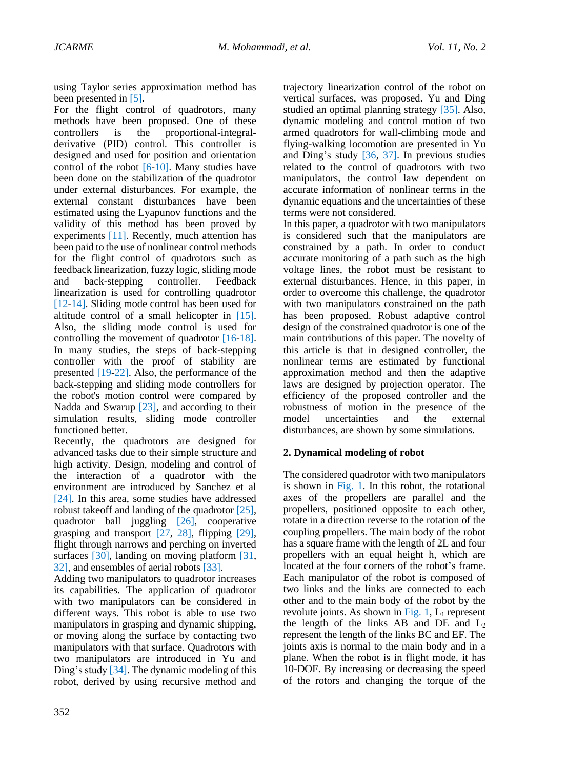using Taylor series approximation method has been presented in [5].

For the flight control of quadrotors, many methods have been proposed. One of these controllers is the proportional-integral-derivative (PID) control. This controller is designed and used for position and orientation control of the robot [6-10]. Many studies have been done on the stabilization of the quadrotor under external disturbances. For example, the external constant disturbances have been estimated using the Lyapunov functions and the validity of this method has been proved by experiments [11]. Recently, much attention has been paid to the use of nonlinear control methods for the flight control of quadrotors such as feedback linearization, fuzzy logic, sliding mode and back-stepping controller. Feedback linearization is used for controlling quadrotor [12-14]. Sliding mode control has been used for altitude control of a small helicopter in [15]. Also, the sliding mode control is used for controlling the movement of quadrotor [16-18]. In many studies, the steps of back-stepping controller with the proof of stability are presented [19-22]. Also, the performance of the back-stepping and sliding mode controllers for the robot's motion control were compared by Nadda and Swarup [23], and according to their simulation results, sliding mode controller functioned better.

Recently, the quadrotors are designed for advanced tasks due to their simple structure and high activity. Design, modeling and control of the interaction of a quadrotor with the environment are introduced by Sanchez et al [24]. In this area, some studies have addressed robust takeoff and landing of the quadrotor [25], quadrotor ball juggling [26], cooperative grasping and transport [27, 28], flipping [29], flight through narrows and perching on inverted surfaces [30], landing on moving platform [31, 32], and ensembles of aerial robots [33].

Adding two manipulators to quadrotor increases its capabilities. The application of quadrotor with two manipulators can be considered in different ways. This robot is able to use two manipulators in grasping and dynamic shipping, or moving along the surface by contacting two manipulators with that surface. Quadrotors with two manipulators are introduced in Yu and Ding's study [34]. The dynamic modeling of this robot, derived by using recursive method and trajectory linearization control of the robot on vertical surfaces, was proposed. Yu and Ding studied an optimal planning strategy [35]. Also, dynamic modeling and control motion of two armed quadrotors for wall-climbing mode and flying-walking locomotion are presented in Yu and Ding's study [36, 37]. In previous studies related to the control of quadrotors with two manipulators, the control law dependent on accurate information of nonlinear terms in the dynamic equations and the uncertainties of these terms were not considered.

In this paper, a quadrotor with two manipulators is considered such that the manipulators are constrained by a path. In order to conduct accurate monitoring of a path such as the high voltage lines, the robot must be resistant to external disturbances. Hence, in this paper, in order to overcome this challenge, the quadrotor with two manipulators constrained on the path has been proposed. Robust adaptive control design of the constrained quadrotor is one of the main contributions of this paper. The novelty of this article is that in designed controller, the nonlinear terms are estimated by functional approximation method and then the adaptive laws are designed by projection operator. The efficiency of the proposed controller and the robustness of motion in the presence of the model uncertainties and the external disturbances, are shown by some simulations.

## 2. Dynamical modeling of robot

The considered quadrotor with two manipulators is shown in Fig. 1. In this robot, the rotational axes of the propellers are parallel and the propellers, positioned opposite to each other, rotate in a direction reverse to the rotation of the coupling propellers. The main body of the robot has a square frame with the length of 2L and four propellers with an equal height h, which are located at the four corners of the robot's frame. Each manipulator of the robot is composed of two links and the links are connected to each other and to the main body of the robot by the revolute joints. As shown in Fig. 1, $L_1$ represent the length of the links AB and DE and $L_2$ represent the length of the links BC and EF. The joints axis is normal to the main body and in a plane. When the robot is in flight mode, it has 10-DOF. By increasing or decreasing the speed of the rotors and changing the torque of the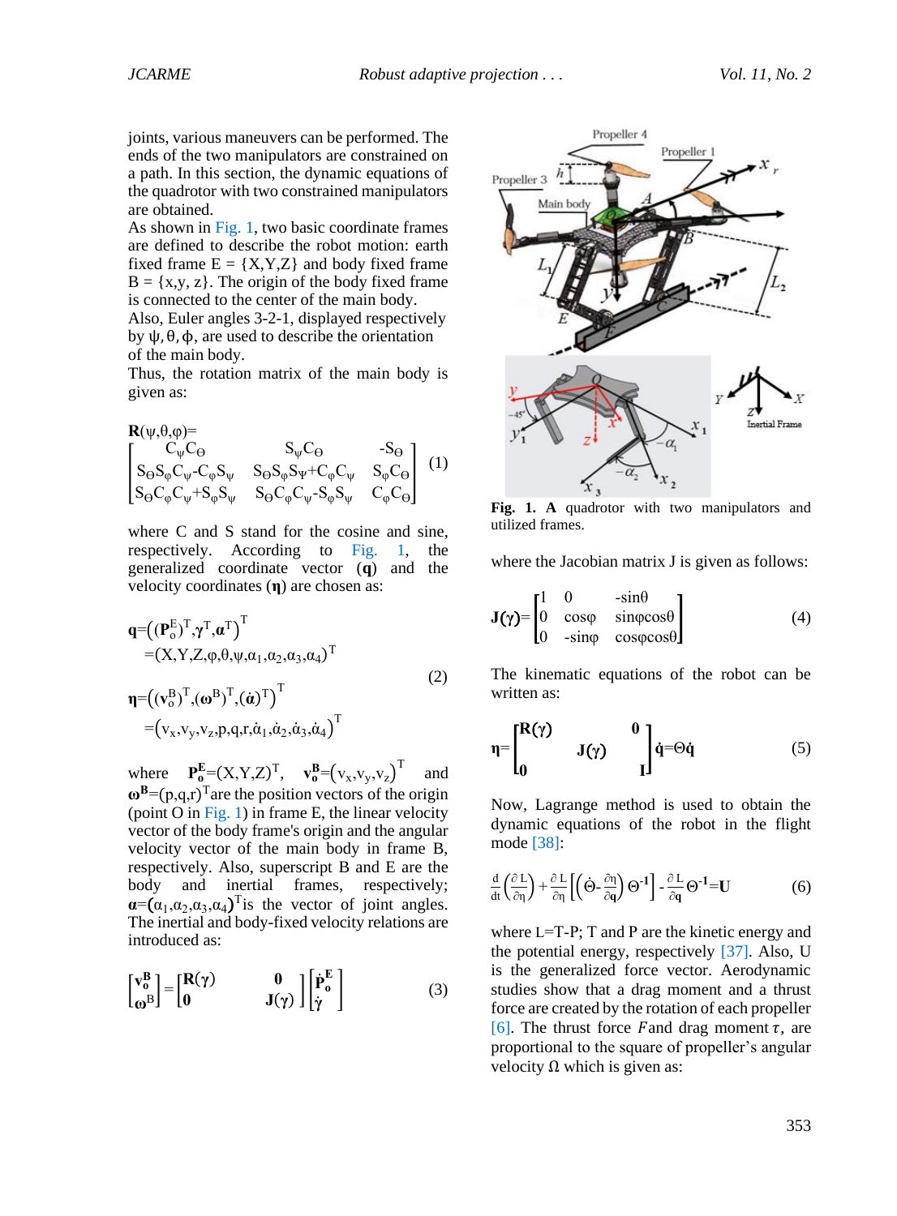joints, various maneuvers can be performed. The ends of the two manipulators are constrained on a path. In this section, the dynamic equations of the quadrotor with two constrained manipulators are obtained.

As shown in Fig. 1, two basic coordinate frames are defined to describe the robot motion: earth fixed frame E = {X,Y,Z} and body fixed frame B = {x,y, z}. The origin of the body fixed frame is connected to the center of the main body.

Also, Euler angles 3-2-1, displayed respectively by $\psi, \theta, \phi$, are used to describe the orientation of the main body.

Thus, the rotation matrix of the main body is given as:

$$
\mathbf{R}(\psi,\theta,\varphi)=\begin{bmatrix} C_{\psi}C_{\Theta} & S_{\psi}C_{\Theta} & -S_{\Theta} \\ S_{\Theta}S_{\varphi}C_{\psi}-C_{\varphi}S_{\psi} & S_{\Theta}S_{\varphi}S_{\Psi}+C_{\varphi}C_{\psi} & S_{\varphi}C_{\Theta} \\ S_{\Theta}C_{\varphi}C_{\psi}+S_{\varphi}S_{\psi} & S_{\Theta}C_{\varphi}C_{\psi}-S_{\varphi}S_{\psi} & C_{\varphi}C_{\Theta} \end{bmatrix} \quad (1)
$$

where C and S stand for the cosine and sine, respectively. According to Fig. 1, the generalized coordinate vector ($\mathbf{q}$) and the velocity coordinates ($\boldsymbol{\eta}$) are chosen as:

$$
\begin{aligned}
\mathbf{q}&=\left((\mathbf{P}_o^E)^T,\boldsymbol{\gamma}^T,\boldsymbol{\alpha}^T\right)^T \\
&=(X,Y,Z,\varphi,\theta,\psi,\alpha_1,\alpha_2,\alpha_3,\alpha_4)^T \\
\boldsymbol{\eta}&=\left((\mathbf{v}_o^B)^T,(\boldsymbol{\omega}^B)^T,(\dot{\boldsymbol{\alpha}})^T\right)^T \\
&=\left(v_x,v_y,v_z,p,q,r,\dot{\alpha}_1,\dot{\alpha}_2,\dot{\alpha}_3,\dot{\alpha}_4\right)^T
\end{aligned} \quad (2)
$$

where $\mathbf{P_o^E}=(X,Y,Z)^T$, $\mathbf{v_o^B}=\left(v_x,v_y,v_z\right)^T$ and $\boldsymbol{\omega}^\mathbf{B}=(p,q,r)^T$ are the position vectors of the origin (point O in Fig. 1) in frame E, the linear velocity vector of the body frame's origin and the angular velocity vector of the main body in frame B, respectively. Also, superscript B and E are the body and inertial frames, respectively; $\boldsymbol{\alpha}=(\alpha_1,\alpha_2,\alpha_3,\alpha_4)^T$ is the vector of joint angles. The inertial and body-fixed velocity relations are introduced as:

$$
\begin{bmatrix} \mathbf{v_o^B} \\ \boldsymbol{\omega}^B \end{bmatrix}=\begin{bmatrix} \mathbf{R}(\gamma) & \mathbf{0} \\ \mathbf{0} & \mathbf{J}(\gamma) \end{bmatrix}\begin{bmatrix} \dot{\mathbf{P}}_\mathbf{o}^\mathbf{E} \\ \dot{\boldsymbol{\gamma}} \end{bmatrix} \quad (3)
$$

Fig. 1. A quadrotor with two manipulators and utilized frames.

where the Jacobian matrix J is given as follows:

$$
\mathbf{J}(\gamma)=\begin{bmatrix} 1 & 0 & -\sin\theta \\ 0 & \cos\varphi & \sin\varphi\cos\theta \\ 0 & -\sin\varphi & \cos\varphi\cos\theta \end{bmatrix} \quad (4)
$$

The kinematic equations of the robot can be written as:

$$
\boldsymbol{\eta}=\begin{bmatrix} \mathbf{R}(\gamma) & & \mathbf{0} \\ & \mathbf{J}(\gamma) & \\ \mathbf{0} & & \mathbf{I} \end{bmatrix}\dot{\mathbf{q}}=\Theta\dot{\mathbf{q}} \quad (5)
$$

Now, Lagrange method is used to obtain the dynamic equations of the robot in the flight mode [38]:

$$
\frac{d}{dt}\left(\frac{\partial L}{\partial \eta}\right)+\frac{\partial L}{\partial \eta}\left[\left(\dot{\Theta}-\frac{\partial \eta}{\partial \mathbf{q}}\right)\Theta^{-1}\right]-\frac{\partial L}{\partial \mathbf{q}}\Theta^{-1}=\mathbf{U} \quad (6)
$$

where L=T-P; T and P are the kinetic energy and the potential energy, respectively [37]. Also, U is the generalized force vector. Aerodynamic studies show that a drag moment and a thrust force are created by the rotation of each propeller [6]. The thrust force $F$ and drag moment $\tau$, are proportional to the square of propeller's angular velocity $\Omega$ which is given as: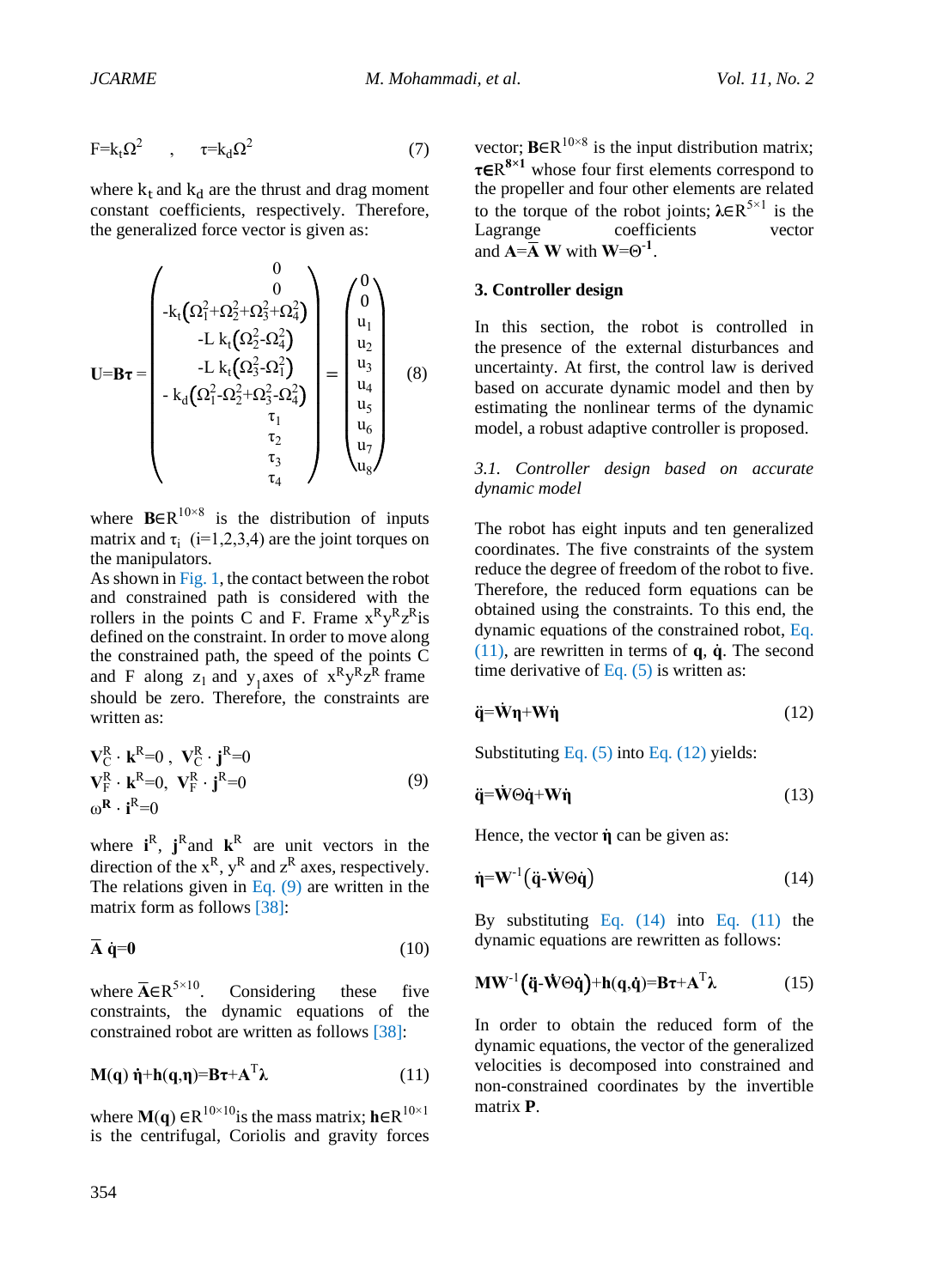$$F=k_t\Omega^2 \quad , \quad \tau=k_d\Omega^2 \tag{7}$$

where $k_t$ and $k_d$ are the thrust and drag moment constant coefficients, respectively. Therefore, the generalized force vector is given as:

$$\mathbf{U}=\mathbf{B\tau}=\begin{pmatrix} 0 \\ 0 \\ -k_t\left(\Omega_1^2+\Omega_2^2+\Omega_3^2+\Omega_4^2\right) \\ -L\ k_t\left(\Omega_2^2-\Omega_4^2\right) \\ -L\ k_t\left(\Omega_3^2-\Omega_1^2\right) \\ -\ k_d\left(\Omega_1^2-\Omega_2^2+\Omega_3^2-\Omega_4^2\right) \\ \tau_1 \\ \tau_2 \\ \tau_3 \\ \tau_4 \end{pmatrix}=\begin{pmatrix} 0 \\ 0 \\ u_1 \\ u_2 \\ u_3 \\ u_4 \\ u_5 \\ u_6 \\ u_7 \\ u_8 \end{pmatrix} \tag{8}$$

where $\mathbf{B}\in R^{10\times 8}$ is the distribution of inputs matrix and $\tau_i$ (i=1,2,3,4) are the joint torques on the manipulators.

As shown in Fig. 1, the contact between the robot and constrained path is considered with the rollers in the points C and F. Frame $x^R y^R z^R$ is defined on the constraint. In order to move along the constrained path, the speed of the points C and F along $z_1$ and $y_1$ axes of $x^R y^R z^R$ frame should be zero. Therefore, the constraints are written as:

$$\begin{aligned} &\mathbf{V}_C^R \cdot \mathbf{k}^R=0\ ,\ \mathbf{V}_C^R \cdot \mathbf{j}^R=0 \\ &\mathbf{V}_F^R \cdot \mathbf{k}^R=0,\ \mathbf{V}_F^R \cdot \mathbf{j}^R=0 \\ &\omega^{\mathbf{R}} \cdot \mathbf{i}^R=0 \end{aligned} \tag{9}$$

where $\mathbf{i}^R$, $\mathbf{j}^R$ and $\mathbf{k}^R$ are unit vectors in the direction of the $x^R$, $y^R$ and $z^R$ axes, respectively. The relations given in Eq. (9) are written in the matrix form as follows [38]:

$$\overline{\mathbf{A}}\ \dot{\mathbf{q}}=\mathbf{0} \tag{10}$$

where $\overline{\mathbf{A}}\in R^{5\times 10}$. Considering these five constraints, the dynamic equations of the constrained robot are written as follows [38]:

$$\mathbf{M}(\mathbf{q})\ \dot{\boldsymbol{\eta}}+\mathbf{h}(\mathbf{q},\boldsymbol{\eta})=\mathbf{B\tau}+\mathbf{A}^T\boldsymbol{\lambda} \tag{11}$$

where $\mathbf{M}(\mathbf{q})\in R^{10\times 10}$ is the mass matrix; $\mathbf{h}\in R^{10\times 1}$ is the centrifugal, Coriolis and gravity forces vector; $\mathbf{B}\in R^{10\times 8}$ is the input distribution matrix; $\boldsymbol{\tau}\in R^{8\times 1}$ whose four first elements correspond to the propeller and four other elements are related to the torque of the robot joints; $\boldsymbol{\lambda}\in R^{5\times 1}$ is the Lagrange coefficients vector and $\mathbf{A}=\overline{\mathbf{A}}\ \mathbf{W}$ with $\mathbf{W}=\Theta^{-1}$.

## 3. Controller design

In this section, the robot is controlled in the presence of the external disturbances and uncertainty. At first, the control law is derived based on accurate dynamic model and then by estimating the nonlinear terms of the dynamic model, a robust adaptive controller is proposed.

### *3.1. Controller design based on accurate dynamic model*

The robot has eight inputs and ten generalized coordinates. The five constraints of the system reduce the degree of freedom of the robot to five. Therefore, the reduced form equations can be obtained using the constraints. To this end, the dynamic equations of the constrained robot, Eq. (11), are rewritten in terms of $\mathbf{q}$, $\dot{\mathbf{q}}$. The second time derivative of Eq. (5) is written as:

$$\ddot{\mathbf{q}}=\dot{\mathbf{W}}\boldsymbol{\eta}+\mathbf{W}\dot{\boldsymbol{\eta}} \tag{12}$$

Substituting Eq. (5) into Eq. (12) yields:

$$\ddot{\mathbf{q}}=\dot{\mathbf{W}}\Theta\dot{\mathbf{q}}+\mathbf{W}\dot{\boldsymbol{\eta}} \tag{13}$$

Hence, the vector $\dot{\boldsymbol{\eta}}$ can be given as:

$$\dot{\boldsymbol{\eta}}=\mathbf{W}^{-1}\left(\ddot{\mathbf{q}}-\dot{\mathbf{W}}\Theta\dot{\mathbf{q}}\right) \tag{14}$$

By substituting Eq. (14) into Eq. (11) the dynamic equations are rewritten as follows:

$$\mathbf{M}\mathbf{W}^{-1}\left(\ddot{\mathbf{q}}-\dot{\mathbf{W}}\Theta\dot{\mathbf{q}}\right)+\mathbf{h}(\mathbf{q},\dot{\mathbf{q}})=\mathbf{B\tau}+\mathbf{A}^T\boldsymbol{\lambda} \tag{15}$$

In order to obtain the reduced form of the dynamic equations, the vector of the generalized velocities is decomposed into constrained and non-constrained coordinates by the invertible matrix $\mathbf{P}$.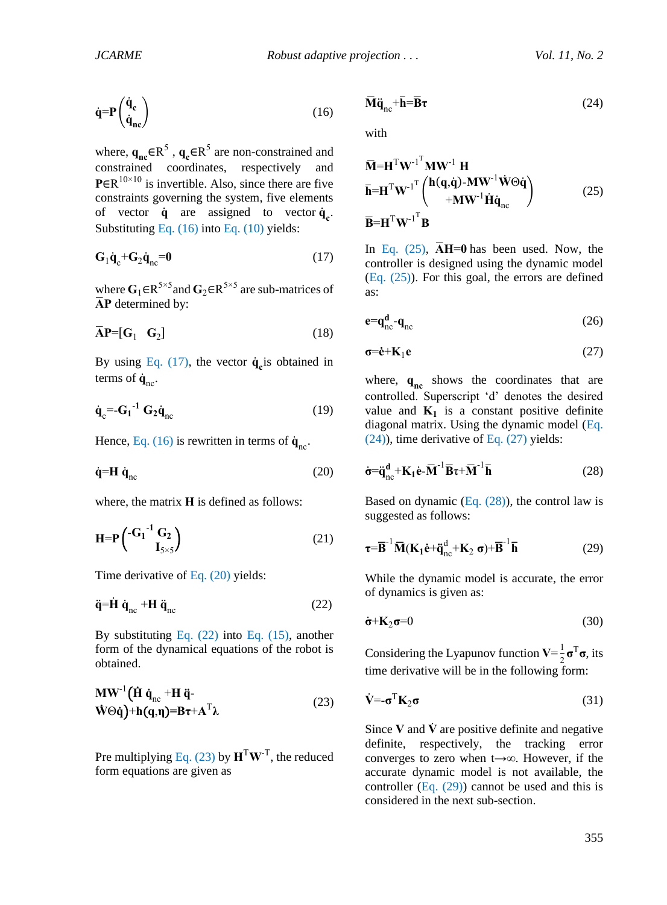$$\dot{\mathbf{q}}=\mathbf{P}\begin{pmatrix}\dot{\mathbf{q}}_{\mathbf{c}}\\ \dot{\mathbf{q}}_{\mathbf{nc}}\end{pmatrix} \tag{16}$$

where, $\mathbf{q}_{\mathbf{nc}}\in R^5$ , $\mathbf{q}_{\mathbf{c}}\in R^5$ are non-constrained and constrained coordinates, respectively and $\mathbf{P}\in R^{10\times 10}$ is invertible. Also, since there are five constraints governing the system, five elements of vector $\dot{\mathbf{q}}$ are assigned to vector $\dot{\mathbf{q}}_{\mathbf{c}}$. Substituting Eq. (16) into Eq. (10) yields:

$$\mathbf{G}_1\dot{\mathbf{q}}_{\mathrm{c}}+\mathbf{G}_2\dot{\mathbf{q}}_{\mathrm{nc}}=\mathbf{0} \tag{17}$$

where $\mathbf{G}_1\in R^{5\times 5}$ and $\mathbf{G}_2\in R^{5\times 5}$ are sub-matrices of $\bar{\mathbf{A}}\mathbf{P}$ determined by:

$$\bar{\mathbf{A}}\mathbf{P}=[\mathbf{G}_1 \quad \mathbf{G}_2] \tag{18}$$

By using Eq. (17), the vector $\dot{\mathbf{q}}_{\mathbf{c}}$ is obtained in terms of $\dot{\mathbf{q}}_{\mathrm{nc}}$.

$$\dot{\mathbf{q}}_{\mathrm{c}}=-\mathbf{G}_1^{-1}\,\mathbf{G}_2\dot{\mathbf{q}}_{\mathrm{nc}} \tag{19}$$

Hence, Eq. (16) is rewritten in terms of $\dot{\mathbf{q}}_{\mathrm{nc}}$.

$$\dot{\mathbf{q}}=\mathbf{H}\,\dot{\mathbf{q}}_{\mathrm{nc}} \tag{20}$$

where, the matrix $\mathbf{H}$ is defined as follows:

$$\mathbf{H}=\mathbf{P}\begin{pmatrix}-\mathbf{G}_1^{-1}\,\mathbf{G}_2\\ \mathbf{I}_{5\times 5}\end{pmatrix} \tag{21}$$

Time derivative of Eq. (20) yields:

$$\ddot{\mathbf{q}}=\dot{\mathbf{H}}\,\dot{\mathbf{q}}_{\mathrm{nc}}+\mathbf{H}\,\ddot{\mathbf{q}}_{\mathrm{nc}} \tag{22}$$

By substituting Eq. (22) into Eq. (15), another form of the dynamical equations of the robot is obtained.

$$\mathbf{M}\mathbf{W}^{-1}\big(\dot{\mathbf{H}}\,\dot{\mathbf{q}}_{\mathrm{nc}}+\mathbf{H}\,\ddot{\mathbf{q}}-\dot{\mathbf{W}}\Theta\dot{\mathbf{q}}\big)+\mathbf{h}(\mathbf{q},\boldsymbol{\eta})=\mathbf{B}\boldsymbol{\tau}+\mathbf{A}^{\mathrm{T}}\boldsymbol{\lambda} \tag{23}$$

Pre multiplying Eq. (23) by $\mathbf{H}^{\mathrm{T}}\mathbf{W}^{-\mathrm{T}}$, the reduced form equations are given as

$$\bar{\mathbf{M}}\ddot{\mathbf{q}}_{\mathrm{nc}}+\bar{\mathbf{h}}=\bar{\mathbf{B}}\boldsymbol{\tau} \tag{24}$$

with

$$\begin{aligned}
&\bar{\mathbf{M}}=\mathbf{H}^{\mathrm{T}}\mathbf{W}^{-1^{\mathrm{T}}}\mathbf{M}\mathbf{W}^{-1}\,\mathbf{H}\\
&\bar{\mathbf{h}}=\mathbf{H}^{\mathrm{T}}\mathbf{W}^{-1^{\mathrm{T}}}\begin{pmatrix}\mathbf{h}(\mathbf{q},\dot{\mathbf{q}})-\mathbf{M}\mathbf{W}^{-1}\dot{\mathbf{W}}\Theta\dot{\mathbf{q}}\\ +\mathbf{M}\mathbf{W}^{-1}\dot{\mathbf{H}}\dot{\mathbf{q}}_{\mathrm{nc}}\end{pmatrix}\\
&\bar{\mathbf{B}}=\mathbf{H}^{\mathrm{T}}\mathbf{W}^{-1^{\mathrm{T}}}\mathbf{B}
\end{aligned} \tag{25}$$

In Eq. (25), $\bar{\mathbf{A}}\mathbf{H}=\mathbf{0}$ has been used. Now, the controller is designed using the dynamic model (Eq. (25)). For this goal, the errors are defined as:

$$\mathbf{e}=\mathbf{q}^{\mathbf{d}}_{\mathrm{nc}}-\mathbf{q}_{\mathrm{nc}} \tag{26}$$

$$\boldsymbol{\sigma}=\dot{\mathbf{e}}+\mathbf{K}_1\mathbf{e} \tag{27}$$

where, $\mathbf{q}_{\mathbf{nc}}$ shows the coordinates that are controlled. Superscript 'd' denotes the desired value and $\mathbf{K}_1$ is a constant positive definite diagonal matrix. Using the dynamic model (Eq. (24)), time derivative of Eq. (27) yields:

$$\dot{\boldsymbol{\sigma}}=\ddot{\mathbf{q}}^{\mathbf{d}}_{\mathrm{nc}}+\mathbf{K}_1\dot{\mathbf{e}}-\bar{\mathbf{M}}^{-1}\bar{\mathbf{B}}\boldsymbol{\tau}+\bar{\mathbf{M}}^{-1}\bar{\mathbf{h}} \tag{28}$$

Based on dynamic (Eq. (28)), the control law is suggested as follows:

$$\boldsymbol{\tau}=\bar{\mathbf{B}}^{-1}\bar{\mathbf{M}}(\mathbf{K}_1\dot{\mathbf{e}}+\ddot{\mathbf{q}}^{\mathrm{d}}_{\mathrm{nc}}+\mathbf{K}_2\,\boldsymbol{\sigma})+\bar{\mathbf{B}}^{-1}\bar{\mathbf{h}} \tag{29}$$

While the dynamic model is accurate, the error of dynamics is given as:

$$\dot{\boldsymbol{\sigma}}+\mathbf{K}_2\boldsymbol{\sigma}=0 \tag{30}$$

Considering the Lyapunov function $\mathbf{V}=\frac{1}{2}\boldsymbol{\sigma}^{\mathrm{T}}\boldsymbol{\sigma}$, its time derivative will be in the following form:

$$\dot{\mathbf{V}}=-\boldsymbol{\sigma}^{\mathrm{T}}\mathbf{K}_2\boldsymbol{\sigma} \tag{31}$$

Since $\mathbf{V}$ and $\dot{\mathbf{V}}$ are positive definite and negative definite, respectively, the tracking error converges to zero when $t\rightarrow\infty$. However, if the accurate dynamic model is not available, the controller (Eq. (29)) cannot be used and this is considered in the next sub-section.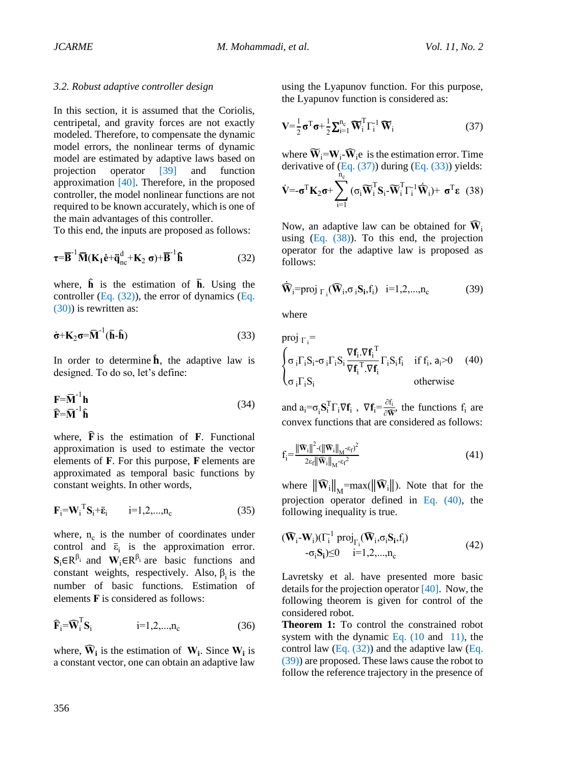### 3.2. Robust adaptive controller design

In this section, it is assumed that the Coriolis, centripetal, and gravity forces are not exactly modeled. Therefore, to compensate the dynamic model errors, the nonlinear terms of dynamic model are estimated by adaptive laws based on projection operator [39] and function approximation [40]. Therefore, in the proposed controller, the model nonlinear functions are not required to be known accurately, which is one of the main advantages of this controller.

To this end, the inputs are proposed as follows:

$$\boldsymbol{\tau}=\overline{\mathbf{B}}^{-1}\overline{\mathbf{M}}(\mathbf{K_1}\dot{\mathbf{e}}+\ddot{\mathbf{q}}_{nc}^{d}+\mathbf{K}_2\,\boldsymbol{\sigma})+\overline{\mathbf{B}}^{-1}\hat{\mathbf{h}} \tag{32}$$

where, $\hat{\mathbf{h}}$ is the estimation of $\overline{\mathbf{h}}$. Using the controller (Eq. (32)), the error of dynamics (Eq. (30)) is rewritten as:

$$\dot{\boldsymbol{\sigma}}+\mathbf{K}_2\boldsymbol{\sigma}=\overline{\mathbf{M}}^{-1}(\overline{\mathbf{h}}-\hat{\mathbf{h}}) \tag{33}$$

In order to determine $\hat{\mathbf{h}}$, the adaptive law is designed. To do so, let's define:

$$\begin{aligned}\mathbf{F}&=\overline{\mathbf{M}}^{-1}\mathbf{h}\\ \hat{\mathbf{F}}&=\overline{\mathbf{M}}^{-1}\hat{\mathbf{h}}\end{aligned} \tag{34}$$

where, $\hat{\mathbf{F}}$ is the estimation of $\mathbf{F}$. Functional approximation is used to estimate the vector elements of $\mathbf{F}$. For this purpose, $\mathbf{F}$ elements are approximated as temporal basic functions by constant weights. In other words,

$$\mathbf{F}_i=\mathbf{W}_i^{T}\mathbf{S}_i+\bar{\boldsymbol{\varepsilon}}_i \qquad i=1,2,...,n_c \tag{35}$$

where, $n_c$ is the number of coordinates under control and $\bar{\varepsilon}_i$ is the approximation error. $\mathbf{S}_i\in R^{\beta_i}$ and $\mathbf{W}_i\in R^{\beta_i}$ are basic functions and constant weights, respectively. Also, $\beta_i$ is the number of basic functions. Estimation of elements $\mathbf{F}$ is considered as follows:

$$\hat{\mathbf{F}}_i=\widehat{\mathbf{W}}_i^{T}\mathbf{S}_i \qquad i=1,2,...,n_c \tag{36}$$

where, $\widehat{\mathbf{W}}_i$ is the estimation of $\mathbf{W}_i$. Since $\mathbf{W}_i$ is a constant vector, one can obtain an adaptive law using the Lyapunov function. For this purpose, the Lyapunov function is considered as:

$$\mathbf{V}=\tfrac{1}{2}\boldsymbol{\sigma}^{T}\boldsymbol{\sigma}+\tfrac{1}{2}\textstyle\sum_{i=1}^{n_c}\widetilde{\mathbf{W}}_i^{T}\Gamma_i^{-1}\widetilde{\mathbf{W}}_i \tag{37}$$

where $\widetilde{\mathbf{W}}_i=\mathbf{W}_i-\widehat{\mathbf{W}}_i$e is the estimation error. Time derivative of (Eq. (37)) during (Eq. (33)) yields:

$$\dot{\mathbf{V}}=-\boldsymbol{\sigma}^{T}\mathbf{K}_2\boldsymbol{\sigma}+\sum_{i=1}^{n_c}(\sigma_i\widetilde{\mathbf{W}}_i^{T}\mathbf{S}_i-\widetilde{\mathbf{W}}_i^{T}\Gamma_i^{-1}\dot{\widehat{\mathbf{W}}}_i)+\ \boldsymbol{\sigma}^{T}\boldsymbol{\varepsilon} \tag{38}$$

Now, an adaptive law can be obtained for $\widehat{\mathbf{W}}_i$ using (Eq. (38)). To this end, the projection operator for the adaptive law is proposed as follows:

$$\dot{\widehat{\mathbf{W}}}_i=\text{proj}_{\,\Gamma_i}(\widehat{\mathbf{W}}_i,\sigma_i\mathbf{S_i},f_i) \quad i=1,2,...,n_c \tag{39}$$

where

$$\text{proj}_{\,\Gamma_i}=\begin{cases}\sigma_i\Gamma_i S_i-\sigma_i\Gamma_i S_i\dfrac{\nabla\mathbf{f}_i.\nabla\mathbf{f}_i^{T}}{\nabla\mathbf{f}_i^{T}.\nabla\mathbf{f}_i}\Gamma_i S_i f_i & \text{if } f_i,\ a_i>0\\ \sigma_i\Gamma_i S_i & \text{otherwise}\end{cases} \tag{40}$$

and $a_i=\sigma_i\mathbf{S}_i^{T}\Gamma_i\nabla\mathbf{f}_i$ , $\nabla\mathbf{f}_i=\frac{\partial f_i}{\partial\widehat{\mathbf{W}}}$, the functions $f_i$ are convex functions that are considered as follows:

$$f_i=\frac{\|\widehat{\mathbf{W}}_i\|^2-(\|\widehat{\mathbf{W}}_i\|_M-\varepsilon_f)^2}{2\varepsilon_f\|\widehat{\mathbf{W}}_i\|_M-\varepsilon_f^2} \tag{41}$$

where $\|\widehat{\mathbf{W}}_i\|_M=\max(\|\widehat{\mathbf{W}}_i\|)$. Note that for the projection operator defined in Eq. (40), the following inequality is true.

$$(\widehat{\mathbf{W}}_i-\mathbf{W}_i)(\Gamma_i^{-1}\,\text{proj}_{\Gamma_i}(\widehat{\mathbf{W}}_i,\sigma_i\mathbf{S_i},f_i)-\sigma_i\mathbf{S_i})\leq 0 \quad i=1,2,...,n_c \tag{42}$$

Lavretsky et al. have presented more basic details for the projection operator [40]. Now, the following theorem is given for control of the considered robot.

**Theorem 1:** To control the constrained robot system with the dynamic Eq. (10 and 11), the control law (Eq. (32)) and the adaptive law (Eq. (39)) are proposed. These laws cause the robot to follow the reference trajectory in the presence of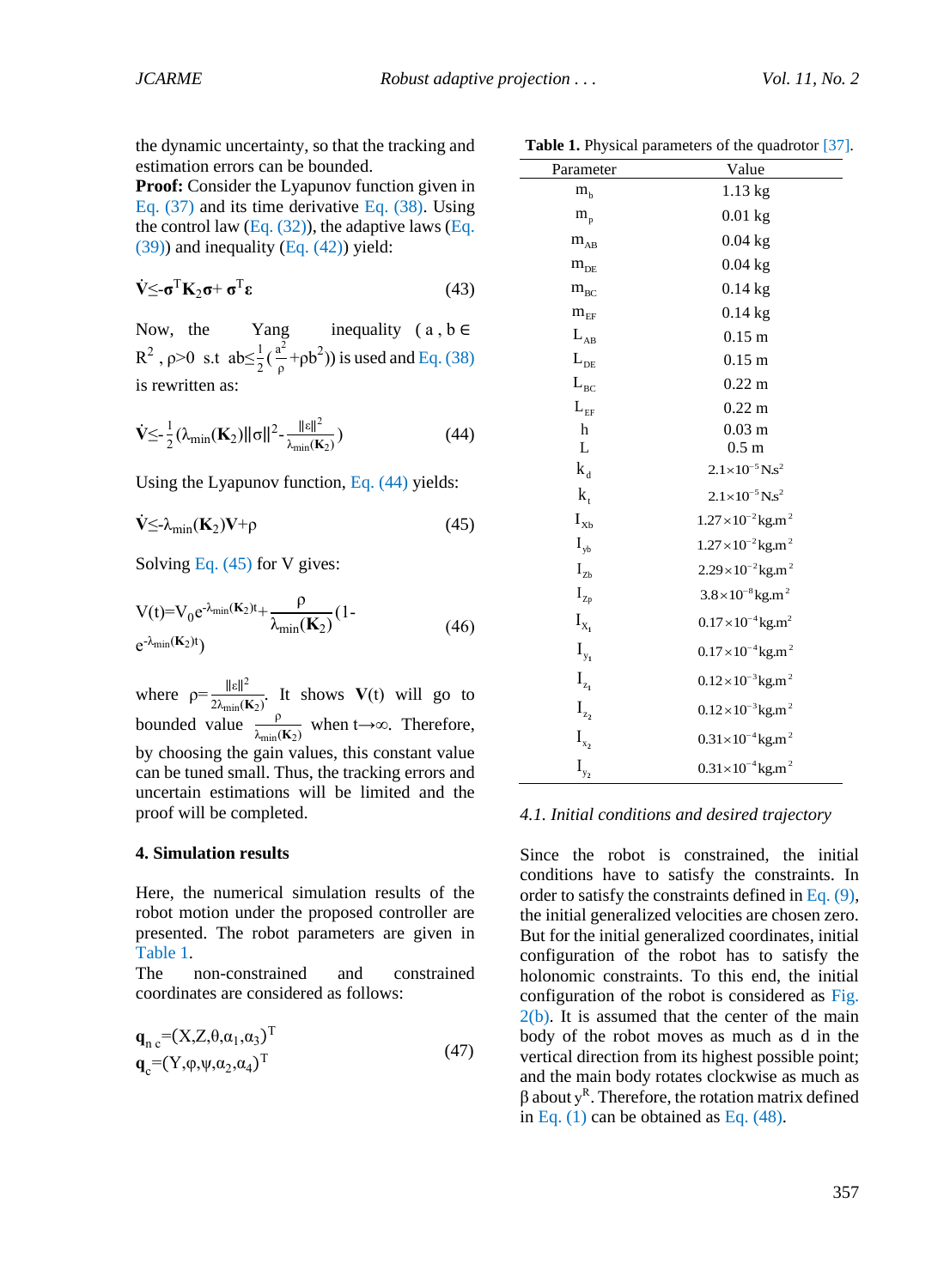the dynamic uncertainty, so that the tracking and estimation errors can be bounded.

**Proof:** Consider the Lyapunov function given in Eq. (37) and its time derivative Eq. (38). Using the control law (Eq. (32)), the adaptive laws (Eq. (39)) and inequality (Eq. (42)) yield:

$$\dot{\mathbf{V}} \leq -\boldsymbol{\sigma}^T \mathbf{K}_2 \boldsymbol{\sigma} + \boldsymbol{\sigma}^T \boldsymbol{\varepsilon} \tag{43}$$

Now, the Yang inequality ( $a, b \in R^2$, $\rho > 0$ s.t $ab \leq \frac{1}{2}(\frac{a^2}{\rho} + \rho b^2)$) is used and Eq. (38) is rewritten as:

$$\dot{\mathbf{V}} \leq -\frac{1}{2}(\lambda_{min}(\mathbf{K}_2)\|\sigma\|^2 - \frac{\|\varepsilon\|^2}{\lambda_{min}(\mathbf{K}_2)}) \tag{44}$$

Using the Lyapunov function, Eq. (44) yields:

$$\dot{\mathbf{V}} \leq -\lambda_{min}(\mathbf{K}_2)\mathbf{V} + \rho \tag{45}$$

Solving Eq. (45) for V gives:

$$V(t) = V_0 e^{-\lambda_{min}(\mathbf{K}_2)t} + \frac{\rho}{\lambda_{min}(\mathbf{K}_2)}(1 - e^{-\lambda_{min}(\mathbf{K}_2)t}) \tag{46}$$

where $\rho = \frac{\|\varepsilon\|^2}{2\lambda_{min}(\mathbf{K}_2)}$. It shows $\mathbf{V}(t)$ will go to bounded value $\frac{\rho}{\lambda_{min}(\mathbf{K}_2)}$ when $t \to \infty$. Therefore, by choosing the gain values, this constant value can be tuned small. Thus, the tracking errors and uncertain estimations will be limited and the proof will be completed.

## 4. Simulation results

Here, the numerical simulation results of the robot motion under the proposed controller are presented. The robot parameters are given in Table 1.

The non-constrained and constrained coordinates are considered as follows:

$$\begin{aligned} \mathbf{q}_{nc} &= (X, Z, \theta, \alpha_1, \alpha_3)^T \\ \mathbf{q}_c &= (Y, \varphi, \psi, \alpha_2, \alpha_4)^T \end{aligned} \tag{47}$$

**Table 1.** Physical parameters of the quadrotor [37].

| Parameter | Value |
|---|---|
| $m_b$ | 1.13 kg |
| $m_p$ | 0.01 kg |
| $m_{AB}$ | 0.04 kg |
| $m_{DE}$ | 0.04 kg |
| $m_{BC}$ | 0.14 kg |
| $m_{EF}$ | 0.14 kg |
| $L_{AB}$ | 0.15 m |
| $L_{DE}$ | 0.15 m |
| $L_{BC}$ | 0.22 m |
| $L_{EF}$ | 0.22 m |
| h | 0.03 m |
| L | 0.5 m |
| $k_d$ | $2.1\times10^{-5}$ N.s$^2$ |
| $k_t$ | $2.1\times10^{-5}$ N.s$^2$ |
| $I_{Xb}$ | $1.27\times10^{-2}$ kg.m$^2$ |
| $I_{yb}$ | $1.27\times10^{-2}$ kg.m$^2$ |
| $I_{Zb}$ | $2.29\times10^{-2}$ kg.m$^2$ |
| $I_{Zp}$ | $3.8\times10^{-8}$ kg.m$^2$ |
| $I_{X_1}$ | $0.17\times10^{-4}$ kg.m$^2$ |
| $I_{y_1}$ | $0.17\times10^{-4}$ kg.m$^2$ |
| $I_{z_1}$ | $0.12\times10^{-3}$ kg.m$^2$ |
| $I_{z_2}$ | $0.12\times10^{-3}$ kg.m$^2$ |
| $I_{x_2}$ | $0.31\times10^{-4}$ kg.m$^2$ |
| $I_{y_2}$ | $0.31\times10^{-4}$ kg.m$^2$ |

### *4.1. Initial conditions and desired trajectory*

Since the robot is constrained, the initial conditions have to satisfy the constraints. In order to satisfy the constraints defined in Eq. (9), the initial generalized velocities are chosen zero. But for the initial generalized coordinates, initial configuration of the robot has to satisfy the holonomic constraints. To this end, the initial configuration of the robot is considered as Fig. 2(b). It is assumed that the center of the main body of the robot moves as much as d in the vertical direction from its highest possible point; and the main body rotates clockwise as much as β about $y^R$. Therefore, the rotation matrix defined in Eq. (1) can be obtained as Eq. (48).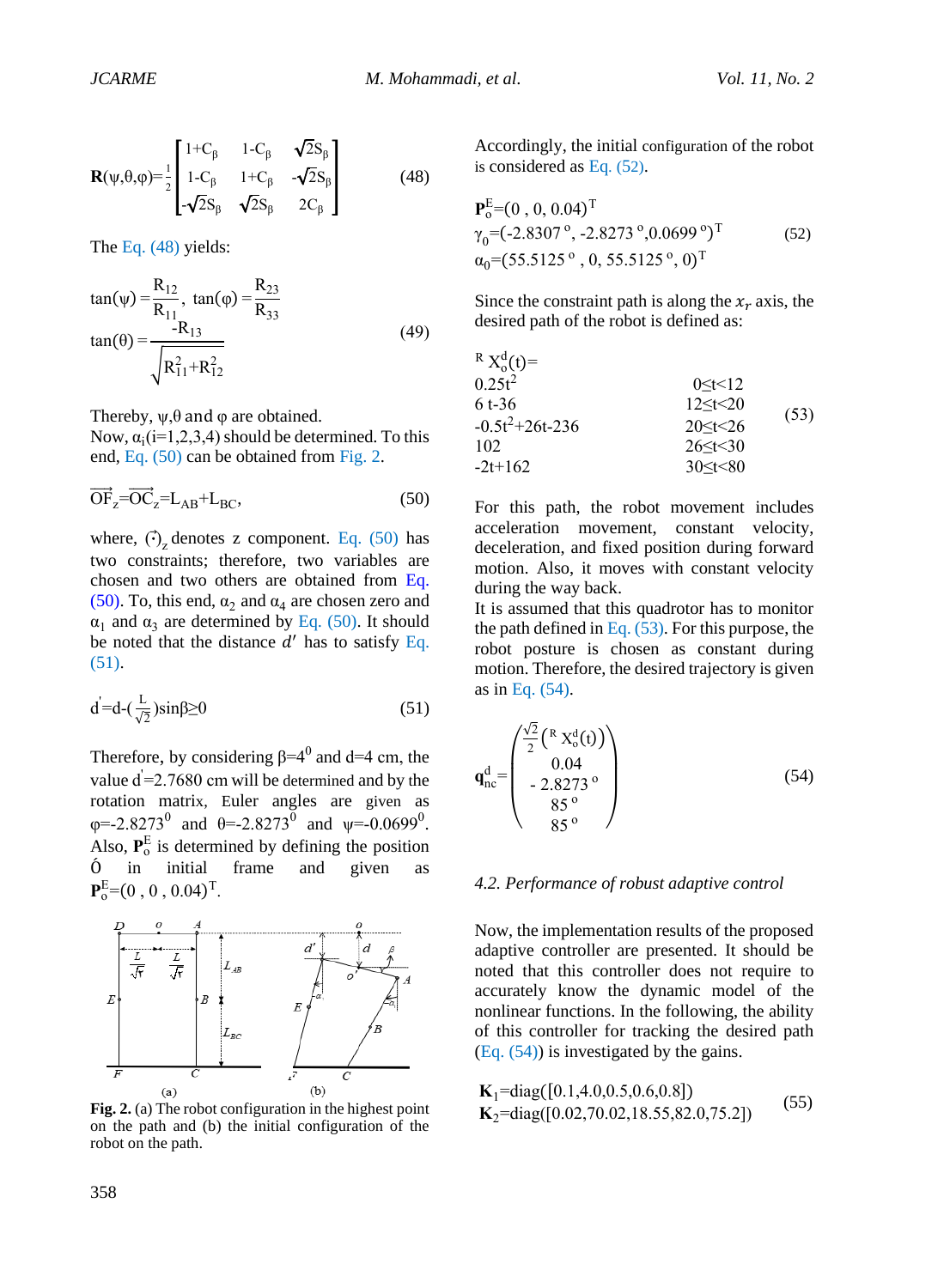$$\mathbf{R}(\psi,\theta,\varphi)=\frac{1}{2}\begin{bmatrix}1+C_\beta & 1-C_\beta & \sqrt{2}S_\beta \\ 1-C_\beta & 1+C_\beta & -\sqrt{2}S_\beta \\ -\sqrt{2}S_\beta & \sqrt{2}S_\beta & 2C_\beta\end{bmatrix} \tag{48}$$

The Eq. (48) yields:

$$\tan(\psi)=\frac{R_{12}}{R_{11}},\ \tan(\varphi)=\frac{R_{23}}{R_{33}}$$
$$\tan(\theta)=\frac{-R_{13}}{\sqrt{R_{11}^2+R_{12}^2}} \tag{49}$$

Thereby, $\psi,\theta$ and $\varphi$ are obtained.
Now, $\alpha_i(i=1,2,3,4)$ should be determined. To this end, Eq. (50) can be obtained from Fig. 2.

$$\overrightarrow{OF}_z=\overrightarrow{OC}_z=L_{AB}+L_{BC}, \tag{50}$$

where, $(\vec{\cdot})_z$ denotes z component. Eq. (50) has two constraints; therefore, two variables are chosen and two others are obtained from Eq. (50). To, this end, $\alpha_2$ and $\alpha_4$ are chosen zero and $\alpha_1$ and $\alpha_3$ are determined by Eq. (50). It should be noted that the distance $d'$ has to satisfy Eq. (51).

$$d'=d-\left(\frac{L}{\sqrt{2}}\right)\sin\beta\geq 0 \tag{51}$$

Therefore, by considering $\beta=4^0$ and d=4 cm, the value $d'$=2.7680 cm will be determined and by the rotation matrix, Euler angles are given as $\varphi=-2.8273^0$ and $\theta=-2.8273^0$ and $\psi=-0.0699^0$. Also, $\mathbf{P}_o^E$ is determined by defining the position Ó in initial frame and given as $\mathbf{P}_o^E=(0\ ,\ 0\ ,\ 0.04)^T$.

**Fig. 2.** (a) The robot configuration in the highest point on the path and (b) the initial configuration of the robot on the path.

Accordingly, the initial configuration of the robot is considered as Eq. (52).

$$\begin{aligned}&\mathbf{P}_o^E=(0\ ,\ 0,\ 0.04)^T\\ &\gamma_0=(-2.8307^{\circ},\ -2.8273^{\circ},0.0699^{\circ})^T\\ &\alpha_0=(55.5125^{\circ}\ ,\ 0,\ 55.5125^{\circ},\ 0)^T\end{aligned} \tag{52}$$

Since the constraint path is along the $x_r$ axis, the desired path of the robot is defined as:

$$^{R}X_o^d(t)=\begin{cases}0.25t^2 & 0\leq t<12\\ 6t-36 & 12\leq t<20\\ -0.5t^2+26t-236 & 20\leq t<26\\ 102 & 26\leq t<30\\ -2t+162 & 30\leq t<80\end{cases} \tag{53}$$

For this path, the robot movement includes acceleration movement, constant velocity, deceleration, and fixed position during forward motion. Also, it moves with constant velocity during the way back.
It is assumed that this quadrotor has to monitor the path defined in Eq. (53). For this purpose, the robot posture is chosen as constant during motion. Therefore, the desired trajectory is given as in Eq. (54).

$$\mathbf{q}_{nc}^d=\begin{pmatrix}\frac{\sqrt{2}}{2}\left(^{R}X_o^d(t)\right)\\ 0.04\\ -2.8273^{\circ}\\ 85^{\circ}\\ 85^{\circ}\end{pmatrix} \tag{54}$$

### *4.2. Performance of robust adaptive control*

Now, the implementation results of the proposed adaptive controller are presented. It should be noted that this controller does not require to accurately know the dynamic model of the nonlinear functions. In the following, the ability of this controller for tracking the desired path (Eq. (54)) is investigated by the gains.

$$\begin{aligned}&\mathbf{K}_1=\mathrm{diag}([0.1,4.0,0.5,0.6,0.8])\\ &\mathbf{K}_2=\mathrm{diag}([0.02,70.02,18.55,82.0,75.2])\end{aligned} \tag{55}$$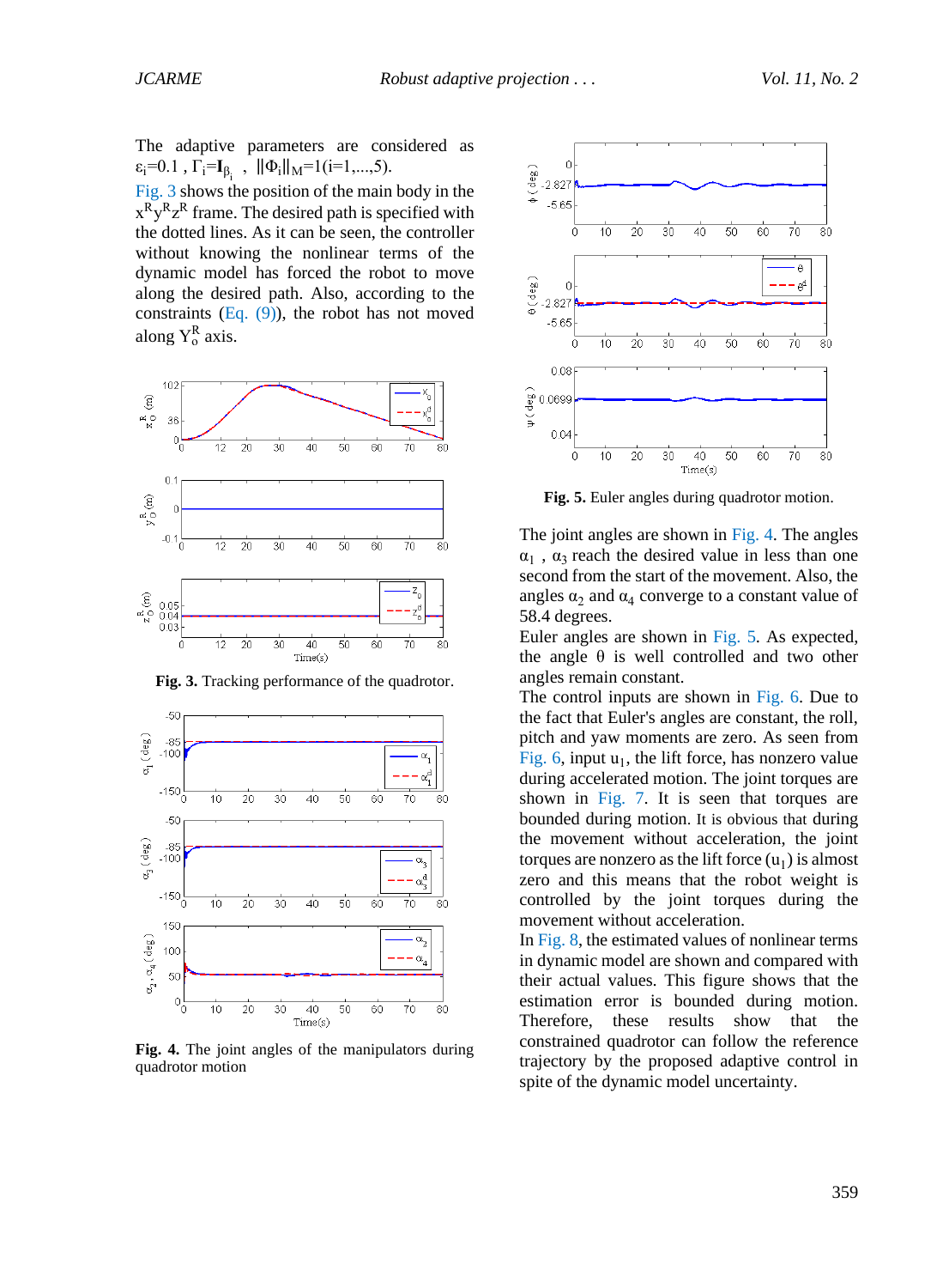The adaptive parameters are considered as $\varepsilon_i$=0.1 , $\Gamma_i=\mathbf{I}_{\beta_i}$ , $\|\Phi_i\|_M$=1(i=1,...,5).

Fig. 3 shows the position of the main body in the $x^R y^R z^R$ frame. The desired path is specified with the dotted lines. As it can be seen, the controller without knowing the nonlinear terms of the dynamic model has forced the robot to move along the desired path. Also, according to the constraints (Eq. (9)), the robot has not moved along $Y_o^R$ axis.

**Fig. 3.** Tracking performance of the quadrotor.

**Fig. 4.** The joint angles of the manipulators during quadrotor motion

**Fig. 5.** Euler angles during quadrotor motion.

The joint angles are shown in Fig. 4. The angles $\alpha_1$ , $\alpha_3$ reach the desired value in less than one second from the start of the movement. Also, the angles $\alpha_2$ and $\alpha_4$ converge to a constant value of 58.4 degrees.

Euler angles are shown in Fig. 5. As expected, the angle $\theta$ is well controlled and two other angles remain constant.

The control inputs are shown in Fig. 6. Due to the fact that Euler's angles are constant, the roll, pitch and yaw moments are zero. As seen from Fig. 6, input $u_1$, the lift force, has nonzero value during accelerated motion. The joint torques are shown in Fig. 7. It is seen that joint torques are bounded during motion. It is obvious that during the movement without acceleration, the joint torques are nonzero as the lift force ($u_1$) is almost zero and this means that the robot weight is controlled by the joint torques during the movement without acceleration.

In Fig. 8, the estimated values of nonlinear terms in dynamic model are shown and compared with their actual values. This figure shows that the estimation error is bounded during motion. Therefore, these results show that the constrained quadrotor can follow the reference trajectory by the proposed adaptive control in spite of the dynamic model uncertainty.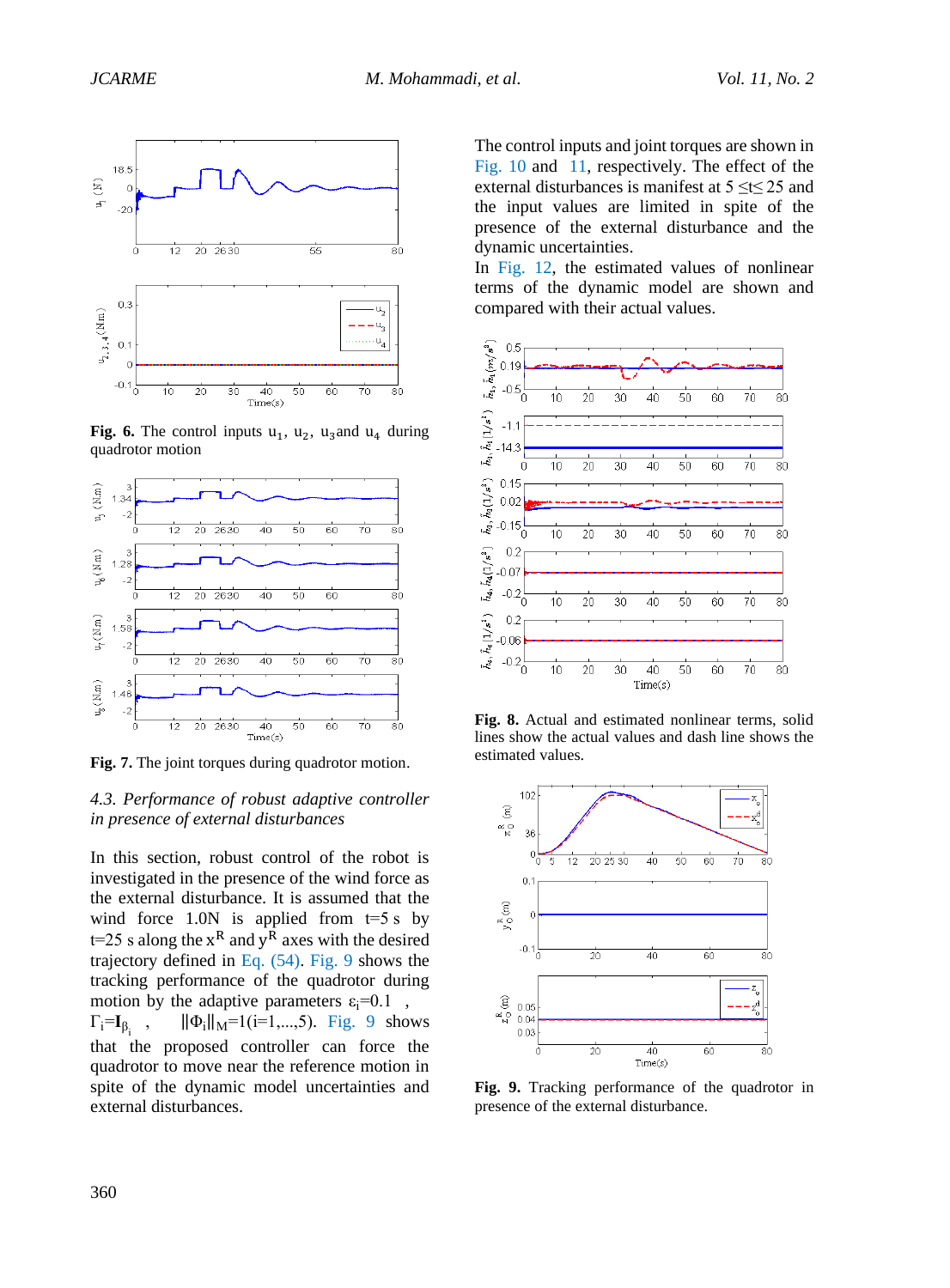**Fig. 6.** The control inputs $u_1$, $u_2$, $u_3$ and $u_4$ during quadrotor motion

**Fig. 7.** The joint torques during quadrotor motion.

*4.3. Performance of robust adaptive controller in presence of external disturbances*

In this section, robust control of the robot is investigated in the presence of the wind force as the external disturbance. It is assumed that the wind force 1.0N is applied from t=5 s by t=25 s along the $x^R$ and $y^R$ axes with the desired trajectory defined in Eq. (54). Fig. 9 shows the tracking performance of the quadrotor during motion by the adaptive parameters $\varepsilon_i$=0.1 , $\Gamma_i=\mathbf{I}_{\beta_i}$ , $\|\Phi_i\|_M$=1(i=1,...,5). Fig. 9 shows that the proposed controller can force the quadrotor to move near the reference motion in spite of the dynamic model uncertainties and external disturbances.

The control inputs and joint torques are shown in Fig. 10 and 11, respectively. The effect of the external disturbances is manifest at 5 ≤t≤ 25 and the input values are limited in spite of the presence of the external disturbance and the dynamic uncertainties.

In Fig. 12, the estimated values of nonlinear terms of the dynamic model are shown and compared with their actual values.

**Fig. 8.** Actual and estimated nonlinear terms, solid lines show the actual values and dash line shows the estimated values.

**Fig. 9.** Tracking performance of the quadrotor in presence of the external disturbance.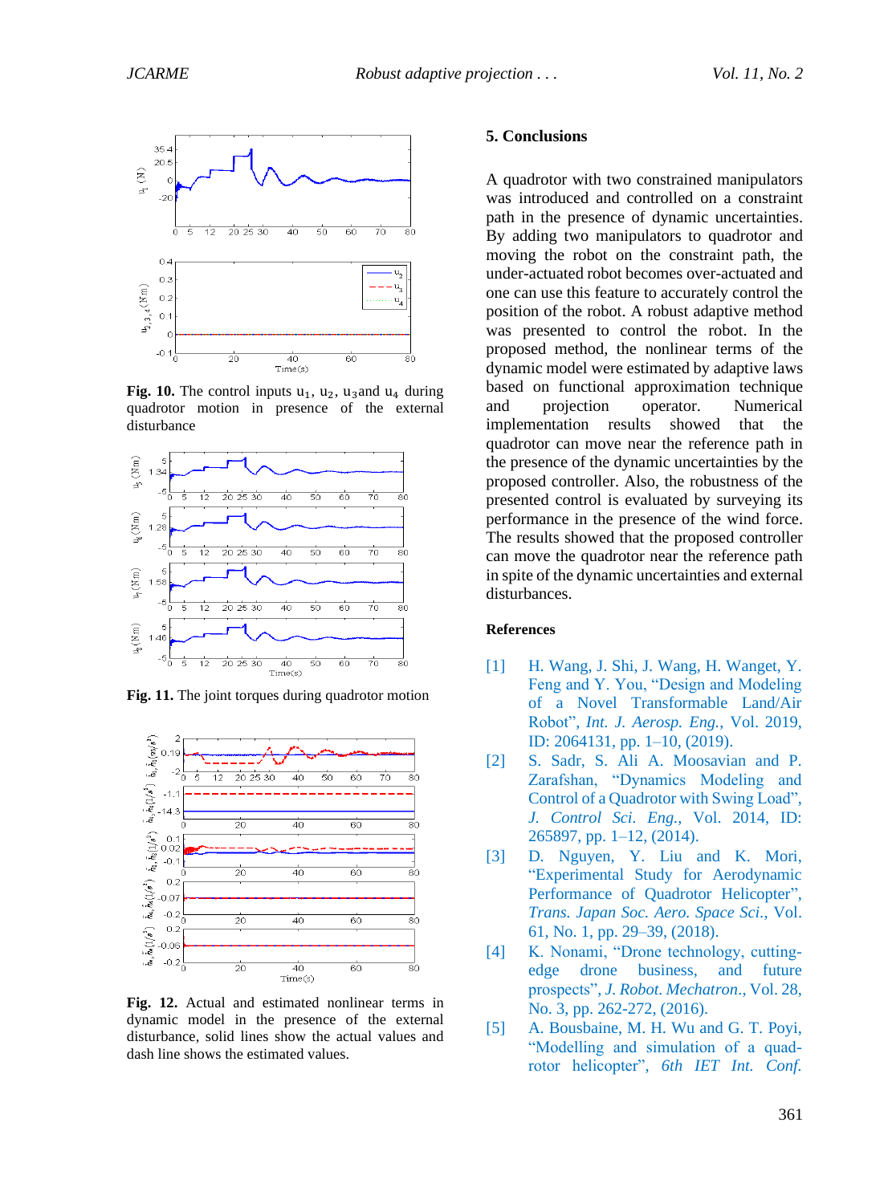**Fig. 10.** The control inputs $u_1$, $u_2$, $u_3$and $u_4$ during quadrotor motion in presence of the external disturbance

**Fig. 11.** The joint torques during quadrotor motion

**Fig. 12.** Actual and estimated nonlinear terms in dynamic model in the presence of the external disturbance, solid lines show the actual values and dash line shows the estimated values.

## 5. Conclusions

A quadrotor with two constrained manipulators was introduced and controlled on a constraint path in the presence of dynamic uncertainties. By adding two manipulators to quadrotor and moving the robot on the constraint path, the under-actuated robot becomes over-actuated and one can use this feature to accurately control the position of the robot. A robust adaptive method was presented to control the robot. In the proposed method, the nonlinear terms of the dynamic model were estimated by adaptive laws based on functional approximation technique and projection operator. Numerical implementation results showed that the quadrotor can move near the reference path in the presence of the dynamic uncertainties by the proposed controller. Also, the robustness of the presented control is evaluated by surveying its performance in the presence of the wind force. The results showed that the proposed controller can move the quadrotor near the reference path in spite of the dynamic uncertainties and external disturbances.

## References

[1] H. Wang, J. Shi, J. Wang, H. Wanget, Y. Feng and Y. You, "Design and Modeling of a Novel Transformable Land/Air Robot", *Int. J. Aerosp. Eng.*, Vol. 2019, ID: 2064131, pp. 1–10, (2019).

[2] S. Sadr, S. Ali A. Moosavian and P. Zarafshan, "Dynamics Modeling and Control of a Quadrotor with Swing Load", *J. Control Sci. Eng.*, Vol. 2014, ID: 265897, pp. 1–12, (2014).

[3] D. Nguyen, Y. Liu and K. Mori, "Experimental Study for Aerodynamic Performance of Quadrotor Helicopter", *Trans. Japan Soc. Aero. Space Sci.*, Vol. 61, No. 1, pp. 29–39, (2018).

[4] K. Nonami, "Drone technology, cutting-edge drone business, and future prospects", *J. Robot. Mechatron.*, Vol. 28, No. 3, pp. 262-272, (2016).

[5] A. Bousbaine, M. H. Wu and G. T. Poyi, "Modelling and simulation of a quad-rotor helicopter", *6th IET Int. Conf.*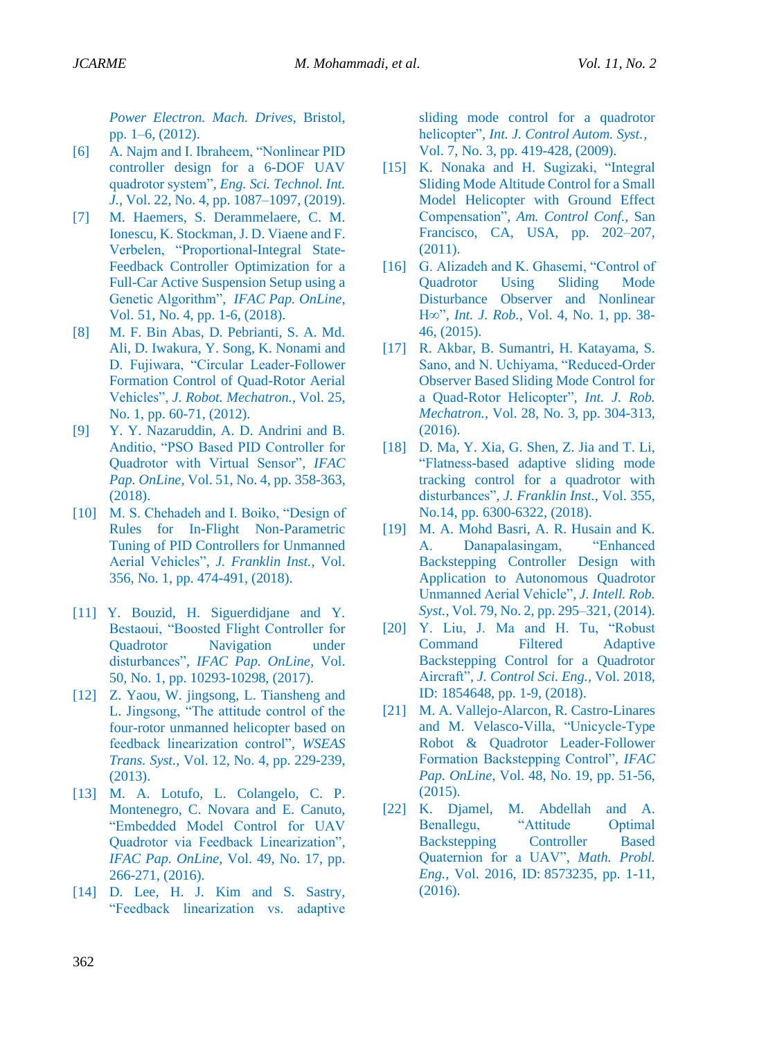*Power Electron. Mach. Drives*, Bristol, pp. 1–6, (2012).

[6] A. Najm and I. Ibraheem, "Nonlinear PID controller design for a 6-DOF UAV quadrotor system", *Eng. Sci. Technol. Int. J.*, Vol. 22, No. 4, pp. 1087–1097, (2019).

[7] M. Haemers, S. Derammelaere, C. M. Ionescu, K. Stockman, J. D. Viaene and F. Verbelen, "Proportional-Integral State-Feedback Controller Optimization for a Full-Car Active Suspension Setup using a Genetic Algorithm", *IFAC Pap. OnLine*, Vol. 51, No. 4, pp. 1-6, (2018).

[8] M. F. Bin Abas, D. Pebrianti, S. A. Md. Ali, D. Iwakura, Y. Song, K. Nonami and D. Fujiwara, "Circular Leader-Follower Formation Control of Quad-Rotor Aerial Vehicles", *J. Robot. Mechatron.*, Vol. 25, No. 1, pp. 60-71, (2012).

[9] Y. Y. Nazaruddin, A. D. Andrini and B. Anditio, "PSO Based PID Controller for Quadrotor with Virtual Sensor", *IFAC Pap. OnLine*, Vol. 51, No. 4, pp. 358-363, (2018).

[10] M. S. Chehadeh and I. Boiko, "Design of Rules for In-Flight Non-Parametric Tuning of PID Controllers for Unmanned Aerial Vehicles", *J. Franklin Inst.*, Vol. 356, No. 1, pp. 474-491, (2018).

[11] Y. Bouzid, H. Siguerdidjane and Y. Bestaoui, "Boosted Flight Controller for Quadrotor Navigation under disturbances", *IFAC Pap. OnLine*, Vol. 50, No. 1, pp. 10293-10298, (2017).

[12] Z. Yaou, W. jingsong, L. Tiansheng and L. Jingsong, "The attitude control of the four-rotor unmanned helicopter based on feedback linearization control", *WSEAS Trans. Syst.*, Vol. 12, No. 4, pp. 229-239, (2013).

[13] M. A. Lotufo, L. Colangelo, C. P. Montenegro, C. Novara and E. Canuto, "Embedded Model Control for UAV Quadrotor via Feedback Linearization", *IFAC Pap. OnLine*, Vol. 49, No. 17, pp. 266-271, (2016).

[14] D. Lee, H. J. Kim and S. Sastry, "Feedback linearization vs. adaptive sliding mode control for a quadrotor helicopter", *Int. J. Control Autom. Syst.*, Vol. 7, No. 3, pp. 419-428, (2009).

[15] K. Nonaka and H. Sugizaki, "Integral Sliding Mode Altitude Control for a Small Model Helicopter with Ground Effect Compensation", *Am. Control Conf.*, San Francisco, CA, USA, pp. 202–207, (2011).

[16] G. Alizadeh and K. Ghasemi, "Control of Quadrotor Using Sliding Mode Disturbance Observer and Nonlinear H∞", *Int. J. Rob.*, Vol. 4, No. 1, pp. 38-46, (2015).

[17] R. Akbar, B. Sumantri, H. Katayama, S. Sano, and N. Uchiyama, "Reduced-Order Observer Based Sliding Mode Control for a Quad-Rotor Helicopter", *Int. J. Rob. Mechatron.*, Vol. 28, No. 3, pp. 304-313, (2016).

[18] D. Ma, Y. Xia, G. Shen, Z. Jia and T. Li, "Flatness-based adaptive sliding mode tracking control for a quadrotor with disturbances", *J. Franklin Inst.*, Vol. 355, No.14, pp. 6300-6322, (2018).

[19] M. A. Mohd Basri, A. R. Husain and K. A. Danapalasingam, "Enhanced Backstepping Controller Design with Application to Autonomous Quadrotor Unmanned Aerial Vehicle", *J. Intell. Rob. Syst.*, Vol. 79, No. 2, pp. 295–321, (2014).

[20] Y. Liu, J. Ma and H. Tu, "Robust Command Filtered Adaptive Backstepping Control for a Quadrotor Aircraft", *J. Control Sci. Eng.*, Vol. 2018, ID: 1854648, pp. 1-9, (2018).

[21] M. A. Vallejo-Alarcon, R. Castro-Linares and M. Velasco-Villa, "Unicycle-Type Robot & Quadrotor Leader-Follower Formation Backstepping Control", *IFAC Pap. OnLine*, Vol. 48, No. 19, pp. 51-56, (2015).

[22] K. Djamel, M. Abdellah and A. Benallegu, "Attitude Optimal Backstepping Controller Based Quaternion for a UAV", *Math. Probl. Eng.*, Vol. 2016, ID: 8573235, pp. 1-11, (2016).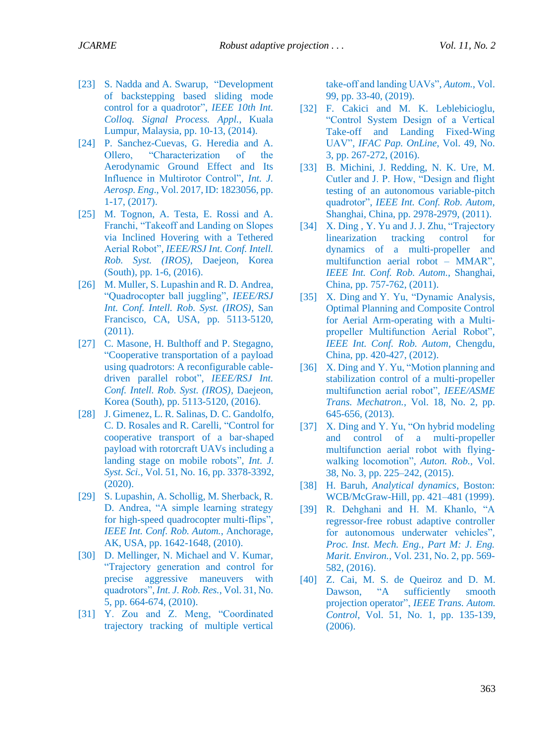[23] S. Nadda and A. Swarup, "Development of backstepping based sliding mode control for a quadrotor", *IEEE 10th Int. Colloq. Signal Process. Appl.*, Kuala Lumpur, Malaysia, pp. 10-13, (2014).

[24] P. Sanchez-Cuevas, G. Heredia and A. Ollero, "Characterization of the Aerodynamic Ground Effect and Its Influence in Multirotor Control", *Int. J. Aerosp. Eng.*, Vol. 2017, ID: 1823056, pp. 1-17, (2017).

[25] M. Tognon, A. Testa, E. Rossi and A. Franchi, "Takeoff and Landing on Slopes via Inclined Hovering with a Tethered Aerial Robot", *IEEE/RSJ Int. Conf. Intell. Rob. Syst. (IROS)*, Daejeon, Korea (South), pp. 1-6, (2016).

[26] M. Muller, S. Lupashin and R. D. Andrea, "Quadrocopter ball juggling", *IEEE/RSJ Int. Conf. Intell. Rob. Syst. (IROS)*, San Francisco, CA, USA, pp. 5113-5120, (2011).

[27] C. Masone, H. Bulthoff and P. Stegagno, "Cooperative transportation of a payload using quadrotors: A reconfigurable cable-driven parallel robot", *IEEE/RSJ Int. Conf. Intell. Rob. Syst. (IROS)*, Daejeon, Korea (South), pp. 5113-5120, (2016).

[28] J. Gimenez, L. R. Salinas, D. C. Gandolfo, C. D. Rosales and R. Carelli, "Control for cooperative transport of a bar-shaped payload with rotorcraft UAVs including a landing stage on mobile robots", *Int. J. Syst. Sci.*, Vol. 51, No. 16, pp. 3378-3392, (2020).

[29] S. Lupashin, A. Schollig, M. Sherback, R. D. Andrea, "A simple learning strategy for high-speed quadrocopter multi-flips", *IEEE Int. Conf. Rob. Autom.*, Anchorage, AK, USA, pp. 1642-1648, (2010).

[30] D. Mellinger, N. Michael and V. Kumar, "Trajectory generation and control for precise aggressive maneuvers with quadrotors", *Int. J. Rob. Res.*, Vol. 31, No. 5, pp. 664-674, (2010).

[31] Y. Zou and Z. Meng, "Coordinated trajectory tracking of multiple vertical take-off and landing UAVs", *Autom.*, Vol. 99, pp. 33-40, (2019).

[32] F. Cakici and M. K. Leblebicioglu, "Control System Design of a Vertical Take-off and Landing Fixed-Wing UAV", *IFAC Pap. OnLine*, Vol. 49, No. 3, pp. 267-272, (2016).

[33] B. Michini, J. Redding, N. K. Ure, M. Cutler and J. P. How, "Design and flight testing of an autonomous variable-pitch quadrotor", *IEEE Int. Conf. Rob. Autom*, Shanghai, China, pp. 2978-2979, (2011).

[34] X. Ding , Y. Yu and J. J. Zhu, "Trajectory linearization tracking control for dynamics of a multi-propeller and multifunction aerial robot – MMAR", *IEEE Int. Conf. Rob. Autom.*, Shanghai, China, pp. 757-762, (2011).

[35] X. Ding and Y. Yu, "Dynamic Analysis, Optimal Planning and Composite Control for Aerial Arm-operating with a Multi-propeller Multifunction Aerial Robot", *IEEE Int. Conf. Rob. Autom*, Chengdu, China, pp. 420-427, (2012).

[36] X. Ding and Y. Yu, "Motion planning and stabilization control of a multi-propeller multifunction aerial robot", *IEEE/ASME Trans. Mechatron.*, Vol. 18, No. 2, pp. 645-656, (2013).

[37] X. Ding and Y. Yu, "On hybrid modeling and control of a multi-propeller multifunction aerial robot with flying-walking locomotion", *Auton. Rob.*, Vol. 38, No. 3, pp. 225–242, (2015).

[38] H. Baruh, *Analytical dynamics*, Boston: WCB/McGraw-Hill, pp. 421–481 (1999).

[39] R. Dehghani and H. M. Khanlo, "A regressor-free robust adaptive controller for autonomous underwater vehicles", *Proc. Inst. Mech. Eng., Part M: J. Eng. Marit. Environ.*, Vol. 231, No. 2, pp. 569-582, (2016).

[40] Z. Cai, M. S. de Queiroz and D. M. Dawson, "A sufficiently smooth projection operator", *IEEE Trans. Autom. Control*, Vol. 51, No. 1, pp. 135-139, (2006).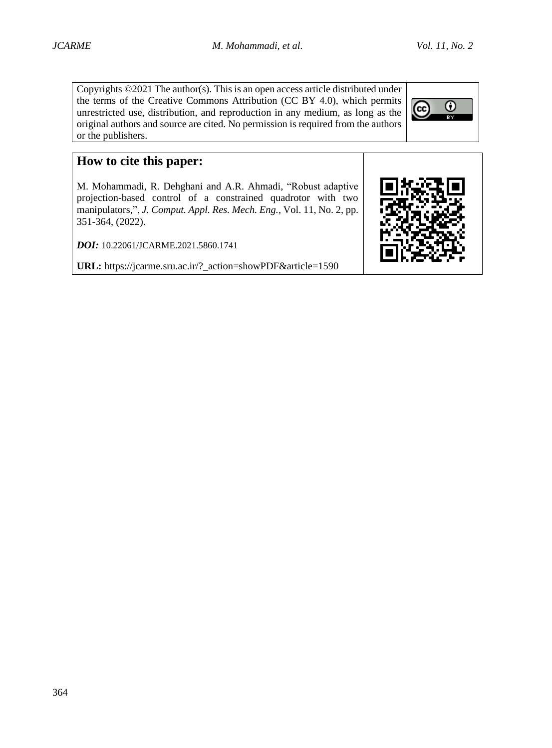Copyrights ©2021 The author(s). This is an open access article distributed under the terms of the Creative Commons Attribution (CC BY 4.0), which permits unrestricted use, distribution, and reproduction in any medium, as long as the original authors and source are cited. No permission is required from the authors or the publishers.

## How to cite this paper:

M. Mohammadi, R. Dehghani and A.R. Ahmadi, "Robust adaptive projection-based control of a constrained quadrotor with two manipulators,", *J. Comput. Appl. Res. Mech. Eng.*, Vol. 11, No. 2, pp. 351-364, (2022).

***DOI:*** 10.22061/JCARME.2021.5860.1741

**URL:** https://jcarme.sru.ac.ir/?_action=showPDF&article=1590